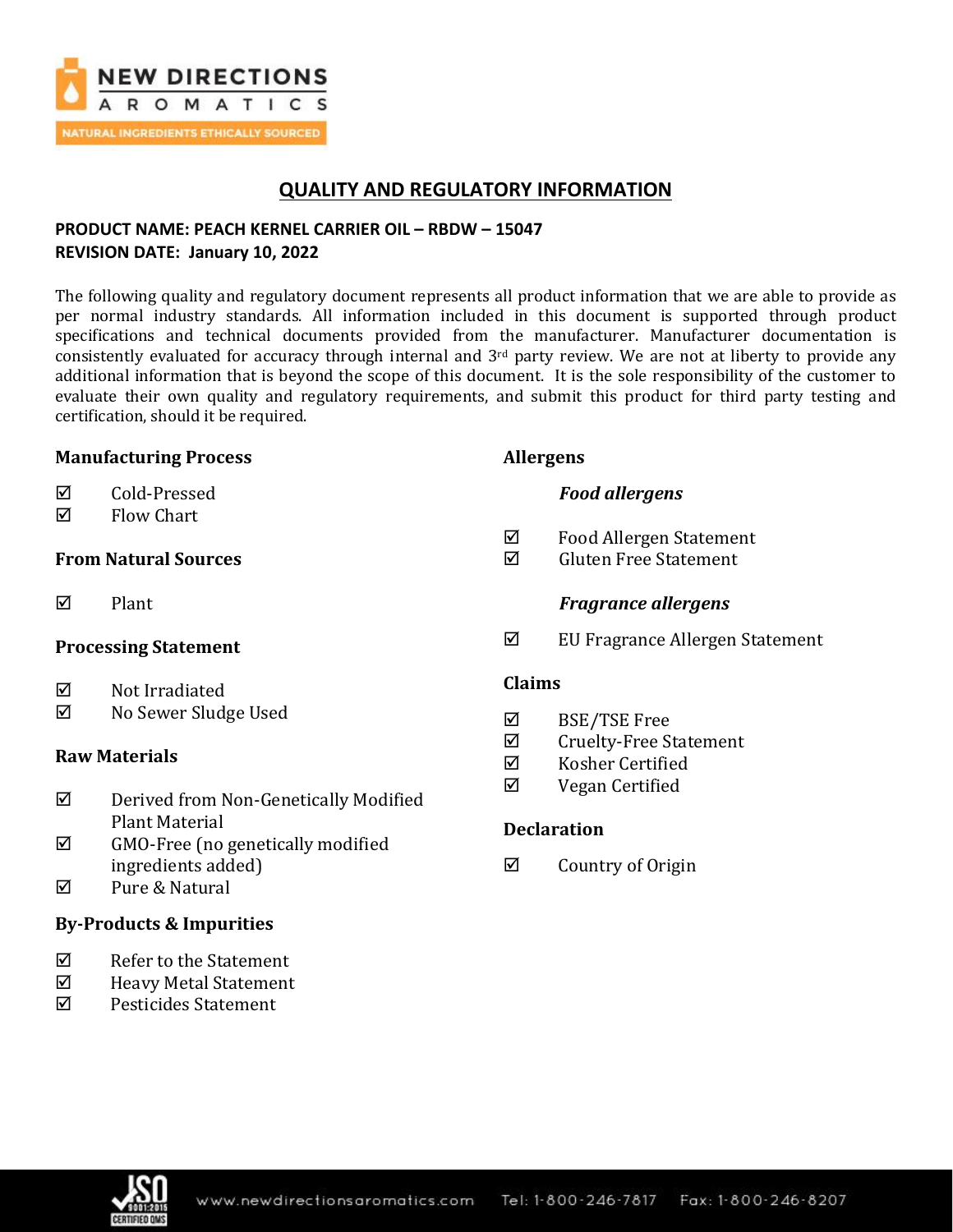NEW DIRECTIONS AROMATICS

NATURAL INGREDIENTS ETHICALLY SOURCED

# QUALITY AND REGULATORY INFORMATION

**PRODUCT NAME: PEACH KERNEL CARRIER OIL – RBDW – 15047**
**REVISION DATE: January 10, 2022**

The following quality and regulatory document represents all product information that we are able to provide as per normal industry standards. All information included in this document is supported through product specifications and technical documents provided from the manufacturer. Manufacturer documentation is consistently evaluated for accuracy through internal and 3rd party review. We are not at liberty to provide any additional information that is beyond the scope of this document. It is the sole responsibility of the customer to evaluate their own quality and regulatory requirements, and submit this product for third party testing and certification, should it be required.

### Manufacturing Process

- ☑ Cold-Pressed
- ☑ Flow Chart

### From Natural Sources

- ☑ Plant

### Processing Statement

- ☑ Not Irradiated
- ☑ No Sewer Sludge Used

### Raw Materials

- ☑ Derived from Non-Genetically Modified Plant Material
- ☑ GMO-Free (no genetically modified ingredients added)
- ☑ Pure & Natural

### By-Products & Impurities

- ☑ Refer to the Statement
- ☑ Heavy Metal Statement
- ☑ Pesticides Statement

### Allergens

#### *Food allergens*

- ☑ Food Allergen Statement
- ☑ Gluten Free Statement

#### *Fragrance allergens*

- ☑ EU Fragrance Allergen Statement

### Claims

- ☑ BSE/TSE Free
- ☑ Cruelty-Free Statement
- ☑ Kosher Certified
- ☑ Vegan Certified

### Declaration

- ☑ Country of Origin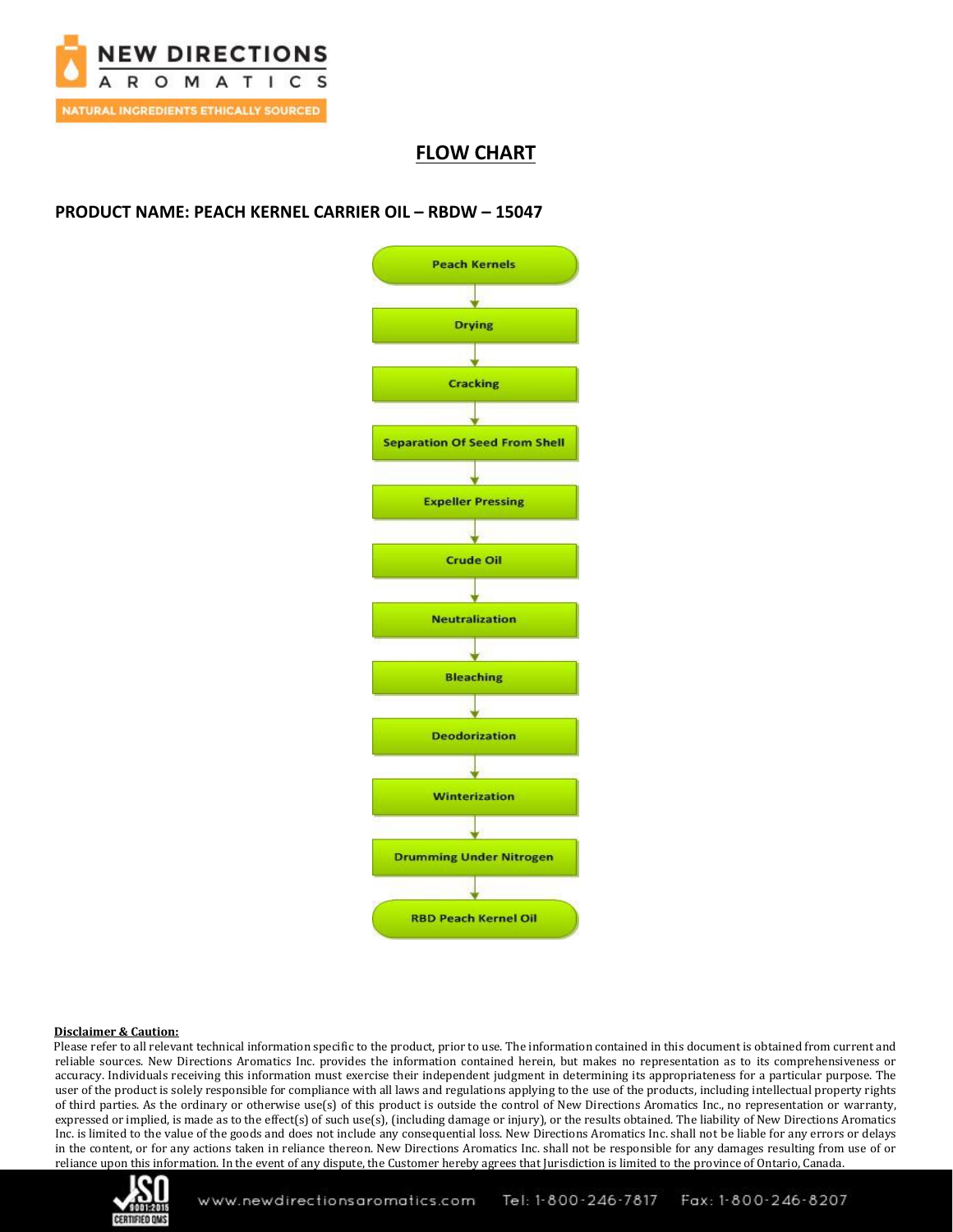## FLOW CHART

**PRODUCT NAME: PEACH KERNEL CARRIER OIL – RBDW – 15047**

Peach Kernels
↓
Drying
↓
Cracking
↓
Separation Of Seed From Shell
↓
Expeller Pressing
↓
Crude Oil
↓
Neutralization
↓
Bleaching
↓
Deodorization
↓
Winterization
↓
Drumming Under Nitrogen
↓
RBD Peach Kernel Oil

**Disclaimer & Caution:**

Please refer to all relevant technical information specific to the product, prior to use. The information contained in this document is obtained from current and reliable sources. New Directions Aromatics Inc. provides the information contained herein, but makes no representation as to its comprehensiveness or accuracy. Individuals receiving this information must exercise their independent judgment in determining its appropriateness for a particular purpose. The user of the product is solely responsible for compliance with all laws and regulations applying to the use of the products, including intellectual property rights of third parties. As the ordinary or otherwise use(s) of this product is outside the control of New Directions Aromatics Inc., no representation or warranty, expressed or implied, is made as to the effect(s) of such use(s), (including damage or injury), or the results obtained. The liability of New Directions Aromatics Inc. is limited to the value of the goods and does not include any consequential loss. New Directions Aromatics Inc. shall not be liable for any errors or delays in the content, or for any actions taken in reliance thereon. New Directions Aromatics Inc. shall not be responsible for any damages resulting from use of or reliance upon this information. In the event of any dispute, the Customer hereby agrees that Jurisdiction is limited to the province of Ontario, Canada.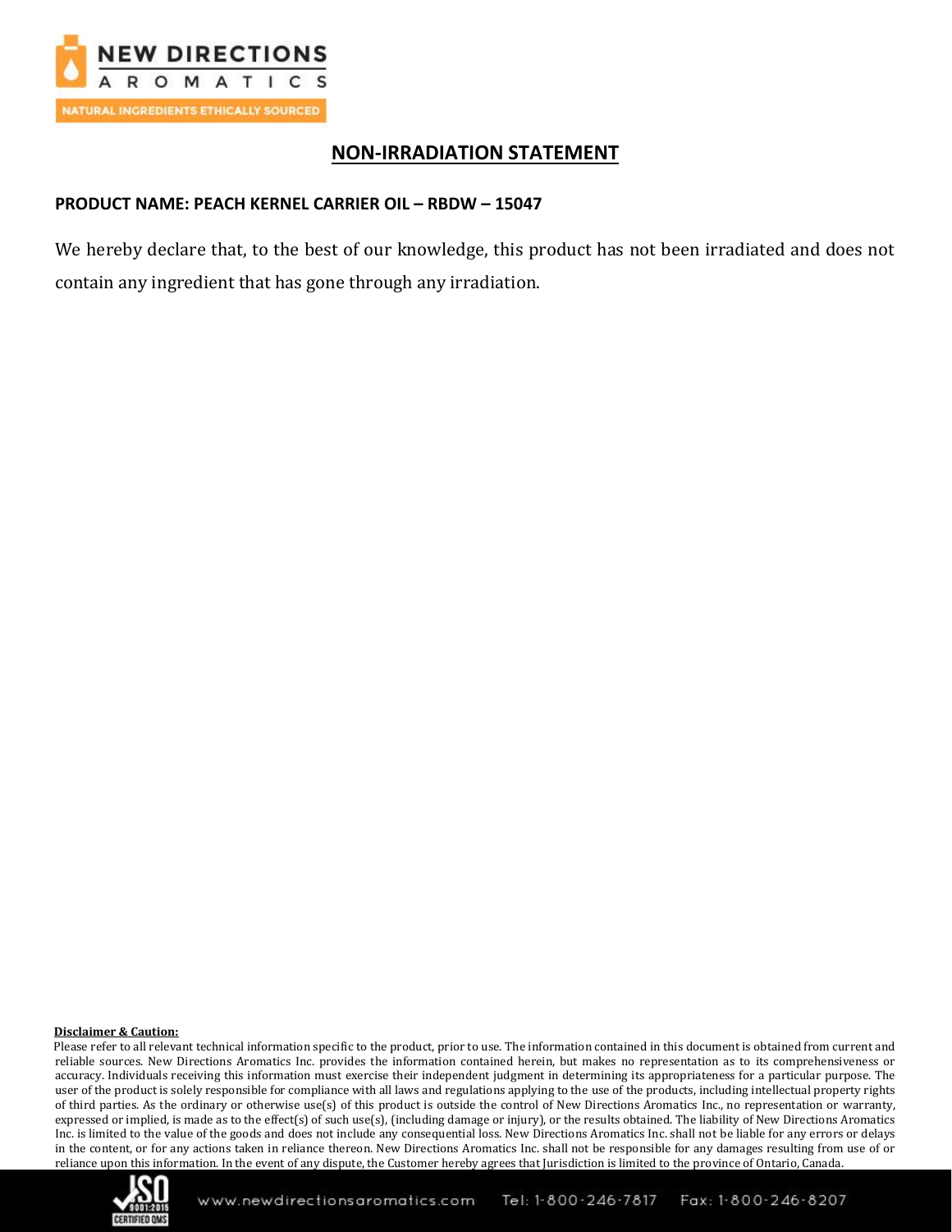# NON-IRRADIATION STATEMENT

**PRODUCT NAME: PEACH KERNEL CARRIER OIL – RBDW – 15047**

We hereby declare that, to the best of our knowledge, this product has not been irradiated and does not contain any ingredient that has gone through any irradiation.

**Disclaimer & Caution:**

Please refer to all relevant technical information specific to the product, prior to use. The information contained in this document is obtained from current and reliable sources. New Directions Aromatics Inc. provides the information contained herein, but makes no representation as to its comprehensiveness or accuracy. Individuals receiving this information must exercise their independent judgment in determining its appropriateness for a particular purpose. The user of the product is solely responsible for compliance with all laws and regulations applying to the use of the products, including intellectual property rights of third parties. As the ordinary or otherwise use(s) of this product is outside the control of New Directions Aromatics Inc., no representation or warranty, expressed or implied, is made as to the effect(s) of such use(s), (including damage or injury), or the results obtained. The liability of New Directions Aromatics Inc. is limited to the value of the goods and does not include any consequential loss. New Directions Aromatics Inc. shall not be liable for any errors or delays in the content, or for any actions taken in reliance thereon. New Directions Aromatics Inc. shall not be responsible for any damages resulting from use of or reliance upon this information. In the event of any dispute, the Customer hereby agrees that Jurisdiction is limited to the province of Ontario, Canada.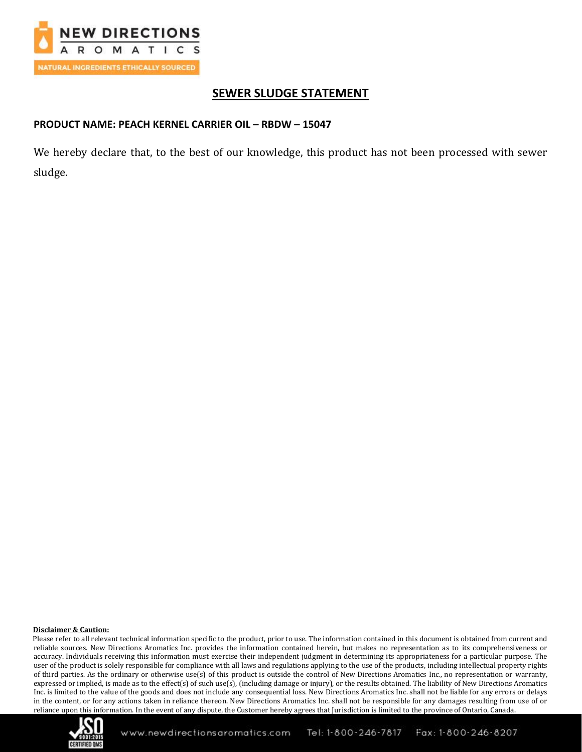## SEWER SLUDGE STATEMENT

**PRODUCT NAME: PEACH KERNEL CARRIER OIL – RBDW – 15047**

We hereby declare that, to the best of our knowledge, this product has not been processed with sewer sludge.

**Disclaimer & Caution:**

Please refer to all relevant technical information specific to the product, prior to use. The information contained in this document is obtained from current and reliable sources. New Directions Aromatics Inc. provides the information contained herein, but makes no representation as to its comprehensiveness or accuracy. Individuals receiving this information must exercise their independent judgment in determining its appropriateness for a particular purpose. The user of the product is solely responsible for compliance with all laws and regulations applying to the use of the products, including intellectual property rights of third parties. As the ordinary or otherwise use(s) of this product is outside the control of New Directions Aromatics Inc., no representation or warranty, expressed or implied, is made as to the effect(s) of such use(s), (including damage or injury), or the results obtained. The liability of New Directions Aromatics Inc. is limited to the value of the goods and does not include any consequential loss. New Directions Aromatics Inc. shall not be liable for any errors or delays in the content, or for any actions taken in reliance thereon. New Directions Aromatics Inc. shall not be responsible for any damages resulting from use of or reliance upon this information. In the event of any dispute, the Customer hereby agrees that Jurisdiction is limited to the province of Ontario, Canada.

www.newdirectionsaromatics.com Tel: 1-800-246-7817 Fax: 1-800-246-8207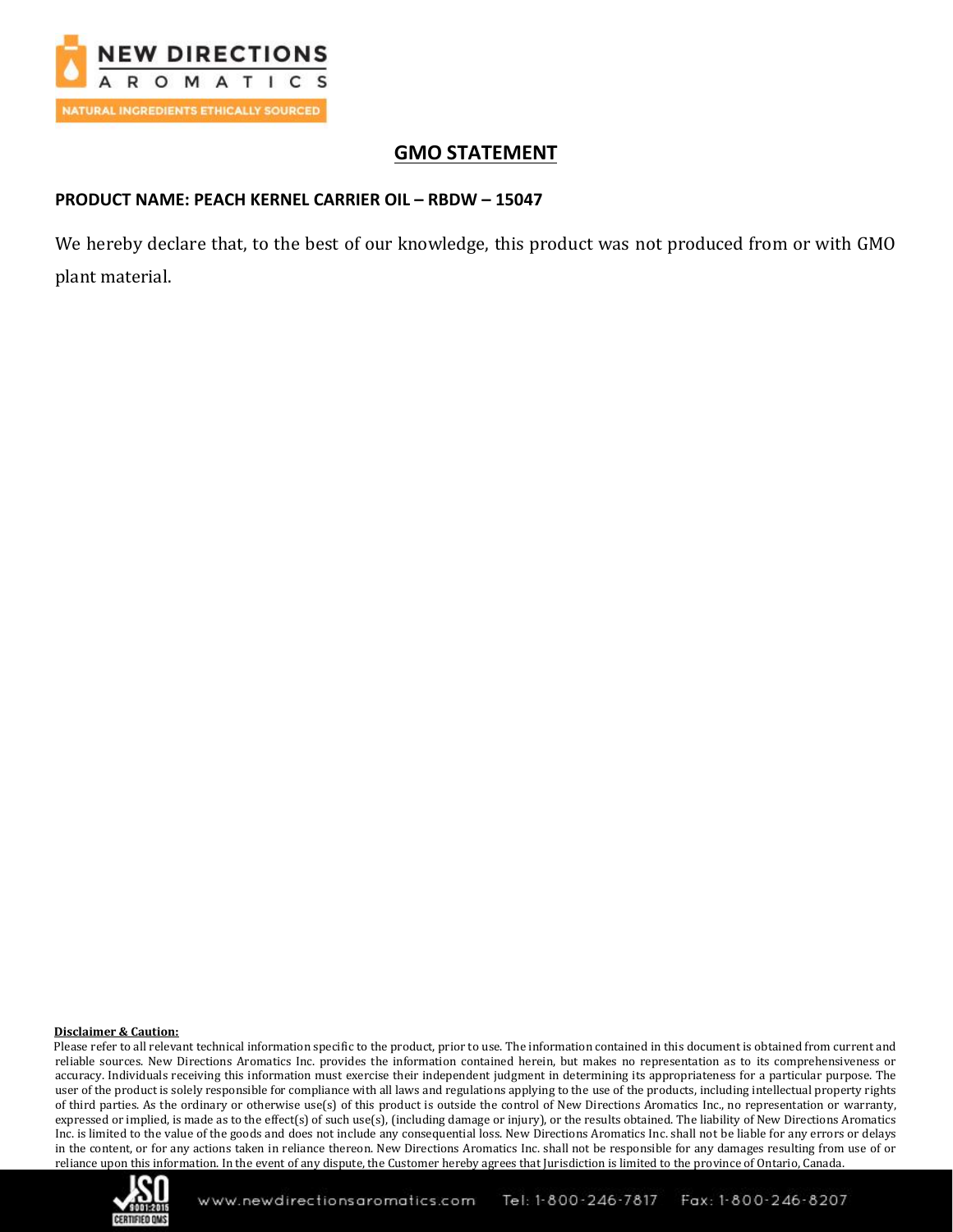## GMO STATEMENT

**PRODUCT NAME: PEACH KERNEL CARRIER OIL – RBDW – 15047**

We hereby declare that, to the best of our knowledge, this product was not produced from or with GMO plant material.

**Disclaimer & Caution:**

Please refer to all relevant technical information specific to the product, prior to use. The information contained in this document is obtained from current and reliable sources. New Directions Aromatics Inc. provides the information contained herein, but makes no representation as to its comprehensiveness or accuracy. Individuals receiving this information must exercise their independent judgment in determining its appropriateness for a particular purpose. The user of the product is solely responsible for compliance with all laws and regulations applying to the use of the products, including intellectual property rights of third parties. As the ordinary or otherwise use(s) of this product is outside the control of New Directions Aromatics Inc., no representation or warranty, expressed or implied, is made as to the effect(s) of such use(s), (including damage or injury), or the results obtained. The liability of New Directions Aromatics Inc. is limited to the value of the goods and does not include any consequential loss. New Directions Aromatics Inc. shall not be liable for any errors or delays in the content, or for any actions taken in reliance thereon. New Directions Aromatics Inc. shall not be responsible for any damages resulting from use of or reliance upon this information. In the event of any dispute, the Customer hereby agrees that Jurisdiction is limited to the province of Ontario, Canada.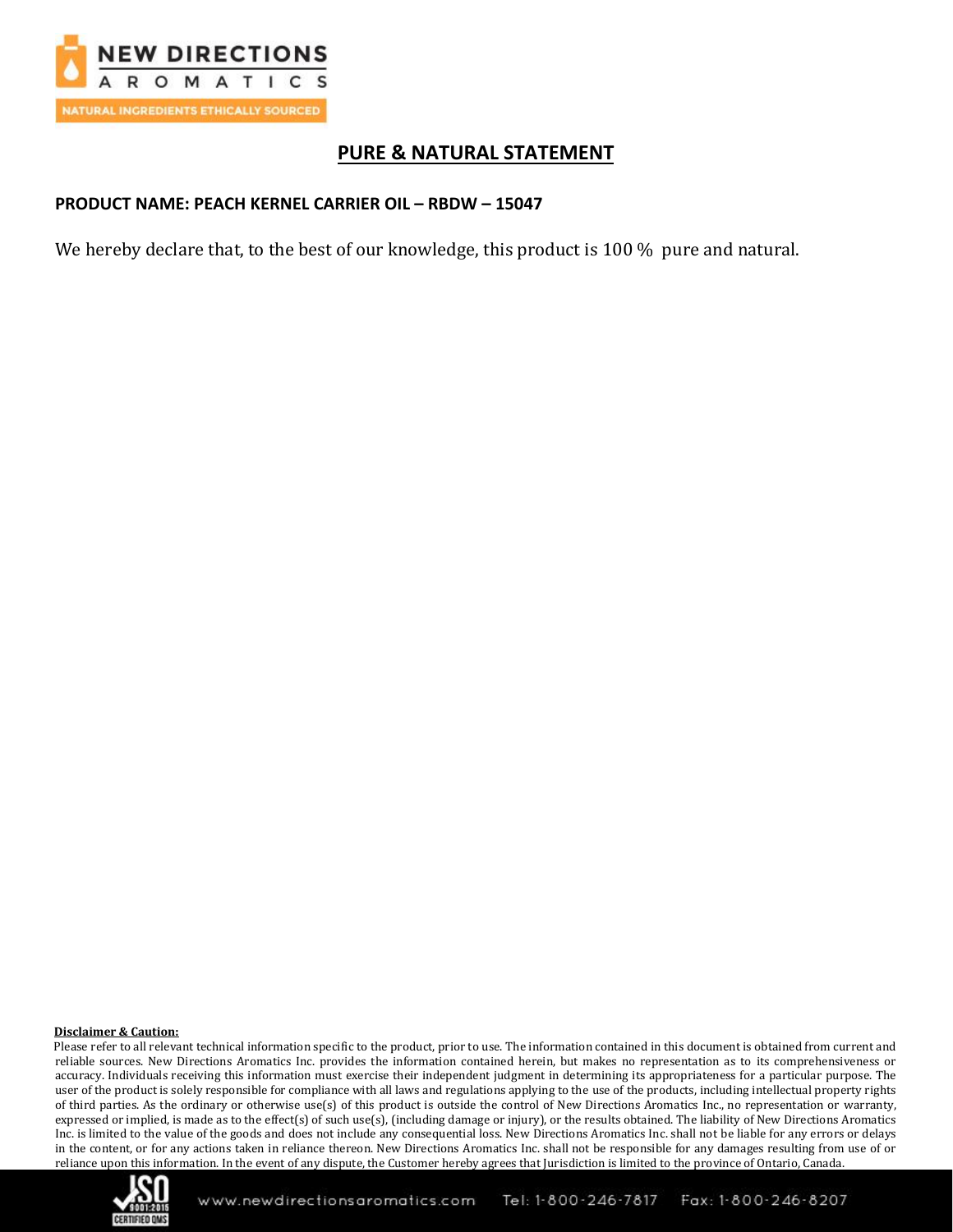# PURE & NATURAL STATEMENT

**PRODUCT NAME: PEACH KERNEL CARRIER OIL – RBDW – 15047**

We hereby declare that, to the best of our knowledge, this product is 100 % pure and natural.

**Disclaimer & Caution:**

Please refer to all relevant technical information specific to the product, prior to use. The information contained in this document is obtained from current and reliable sources. New Directions Aromatics Inc. provides the information contained herein, but makes no representation as to its comprehensiveness or accuracy. Individuals receiving this information must exercise their independent judgment in determining its appropriateness for a particular purpose. The user of the product is solely responsible for compliance with all laws and regulations applying to the use of the products, including intellectual property rights of third parties. As the ordinary or otherwise use(s) of this product is outside the control of New Directions Aromatics Inc., no representation or warranty, expressed or implied, is made as to the effect(s) of such use(s), (including damage or injury), or the results obtained. The liability of New Directions Aromatics Inc. is limited to the value of the goods and does not include any consequential loss. New Directions Aromatics Inc. shall not be liable for any errors or delays in the content, or for any actions taken in reliance thereon. New Directions Aromatics Inc. shall not be responsible for any damages resulting from use of or reliance upon this information. In the event of any dispute, the Customer hereby agrees that Jurisdiction is limited to the province of Ontario, Canada.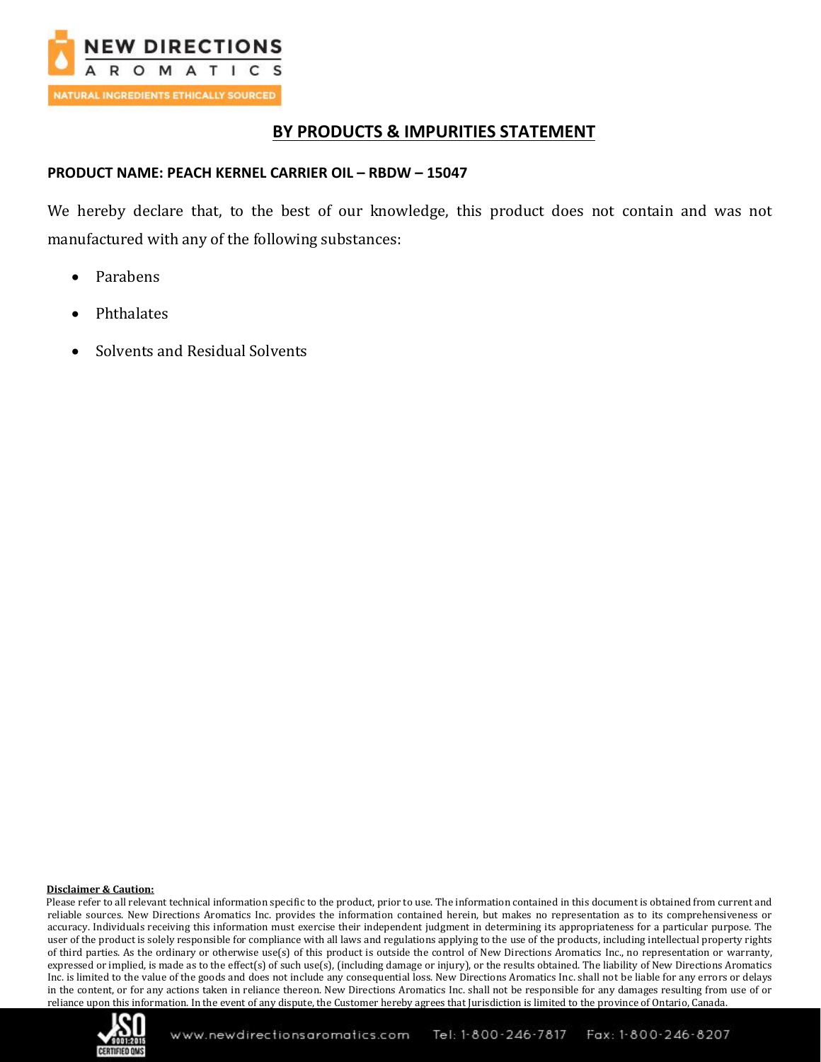## BY PRODUCTS & IMPURITIES STATEMENT

**PRODUCT NAME: PEACH KERNEL CARRIER OIL – RBDW – 15047**

We hereby declare that, to the best of our knowledge, this product does not contain and was not manufactured with any of the following substances:

- Parabens
- Phthalates
- Solvents and Residual Solvents

**Disclaimer & Caution:**

Please refer to all relevant technical information specific to the product, prior to use. The information contained in this document is obtained from current and reliable sources. New Directions Aromatics Inc. provides the information contained herein, but makes no representation as to its comprehensiveness or accuracy. Individuals receiving this information must exercise their independent judgment in determining its appropriateness for a particular purpose. The user of the product is solely responsible for compliance with all laws and regulations applying to the use of the products, including intellectual property rights of third parties. As the ordinary or otherwise use(s) of this product is outside the control of New Directions Aromatics Inc., no representation or warranty, expressed or implied, is made as to the effect(s) of such use(s), (including damage or injury), or the results obtained. The liability of New Directions Aromatics Inc. is limited to the value of the goods and does not include any consequential loss. New Directions Aromatics Inc. shall not be liable for any errors or delays in the content, or for any actions taken in reliance thereon. New Directions Aromatics Inc. shall not be responsible for any damages resulting from use of or reliance upon this information. In the event of any dispute, the Customer hereby agrees that Jurisdiction is limited to the province of Ontario, Canada.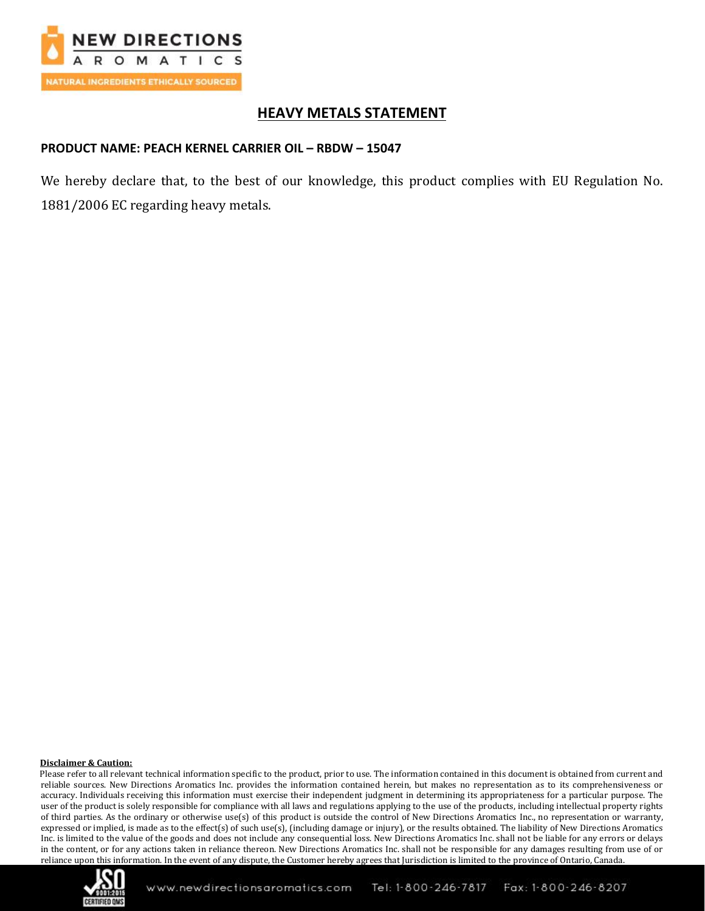# HEAVY METALS STATEMENT

**PRODUCT NAME: PEACH KERNEL CARRIER OIL – RBDW – 15047**

We hereby declare that, to the best of our knowledge, this product complies with EU Regulation No. 1881/2006 EC regarding heavy metals.

**Disclaimer & Caution:**

Please refer to all relevant technical information specific to the product, prior to use. The information contained in this document is obtained from current and reliable sources. New Directions Aromatics Inc. provides the information contained herein, but makes no representation as to its comprehensiveness or accuracy. Individuals receiving this information must exercise their independent judgment in determining its appropriateness for a particular purpose. The user of the product is solely responsible for compliance with all laws and regulations applying to the use of the products, including intellectual property rights of third parties. As the ordinary or otherwise use(s) of this product is outside the control of New Directions Aromatics Inc., no representation or warranty, expressed or implied, is made as to the effect(s) of such use(s), (including damage or injury), or the results obtained. The liability of New Directions Aromatics Inc. is limited to the value of the goods and does not include any consequential loss. New Directions Aromatics Inc. shall not be liable for any errors or delays in the content, or for any actions taken in reliance thereon. New Directions Aromatics Inc. shall not be responsible for any damages resulting from use of or reliance upon this information. In the event of any dispute, the Customer hereby agrees that Jurisdiction is limited to the province of Ontario, Canada.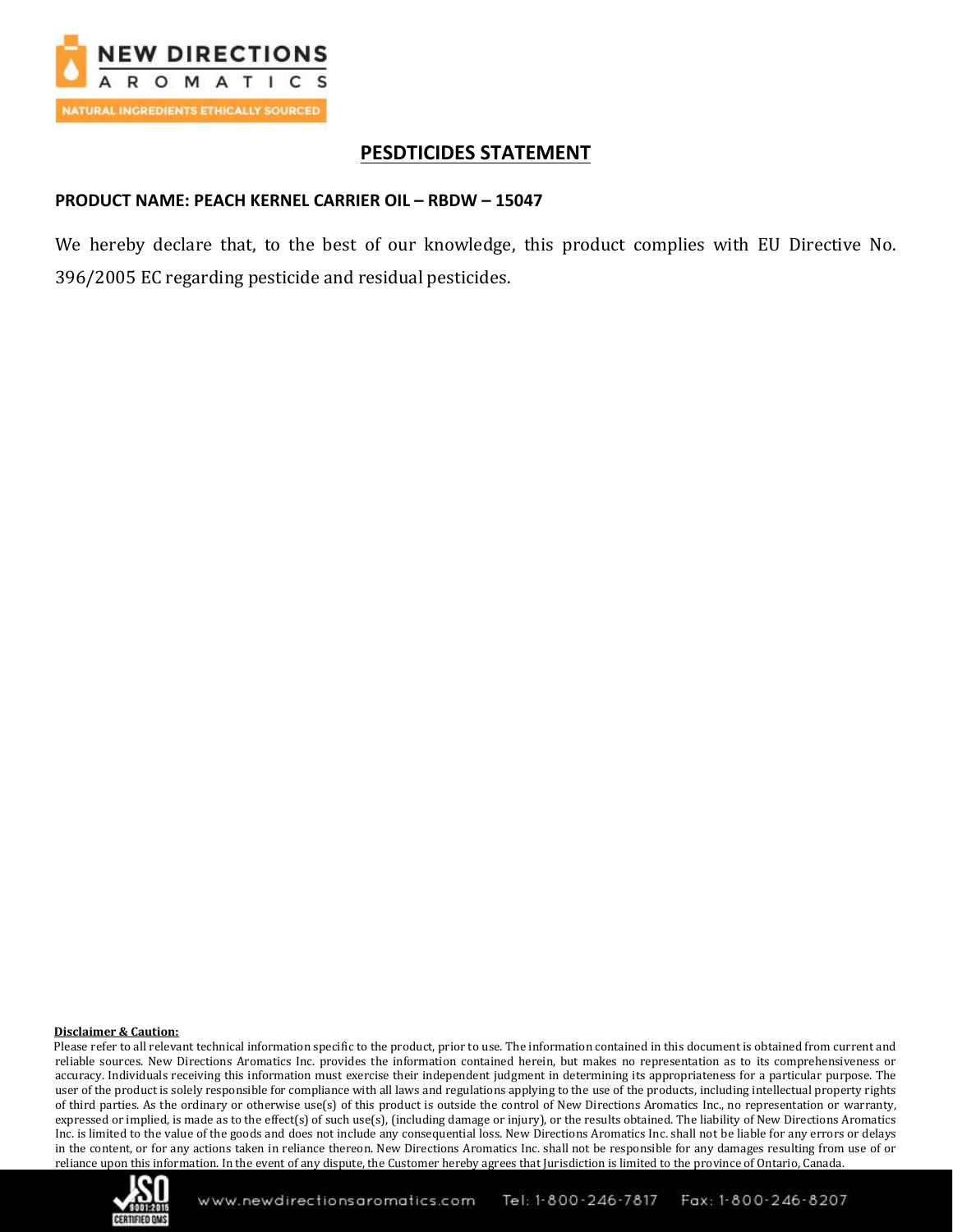## PESDTICIDES STATEMENT

**PRODUCT NAME: PEACH KERNEL CARRIER OIL – RBDW – 15047**

We hereby declare that, to the best of our knowledge, this product complies with EU Directive No. 396/2005 EC regarding pesticide and residual pesticides.

**Disclaimer & Caution:**

Please refer to all relevant technical information specific to the product, prior to use. The information contained in this document is obtained from current and reliable sources. New Directions Aromatics Inc. provides the information contained herein, but makes no representation as to its comprehensiveness or accuracy. Individuals receiving this information must exercise their independent judgment in determining its appropriateness for a particular purpose. The user of the product is solely responsible for compliance with all laws and regulations applying to the use of the products, including intellectual property rights of third parties. As the ordinary or otherwise use(s) of this product is outside the control of New Directions Aromatics Inc., no representation or warranty, expressed or implied, is made as to the effect(s) of such use(s), (including damage or injury), or the results obtained. The liability of New Directions Aromatics Inc. is limited to the value of the goods and does not include any consequential loss. New Directions Aromatics Inc. shall not be liable for any errors or delays in the content, or for any actions taken in reliance thereon. New Directions Aromatics Inc. shall not be responsible for any damages resulting from use of or reliance upon this information. In the event of any dispute, the Customer hereby agrees that Jurisdiction is limited to the province of Ontario, Canada.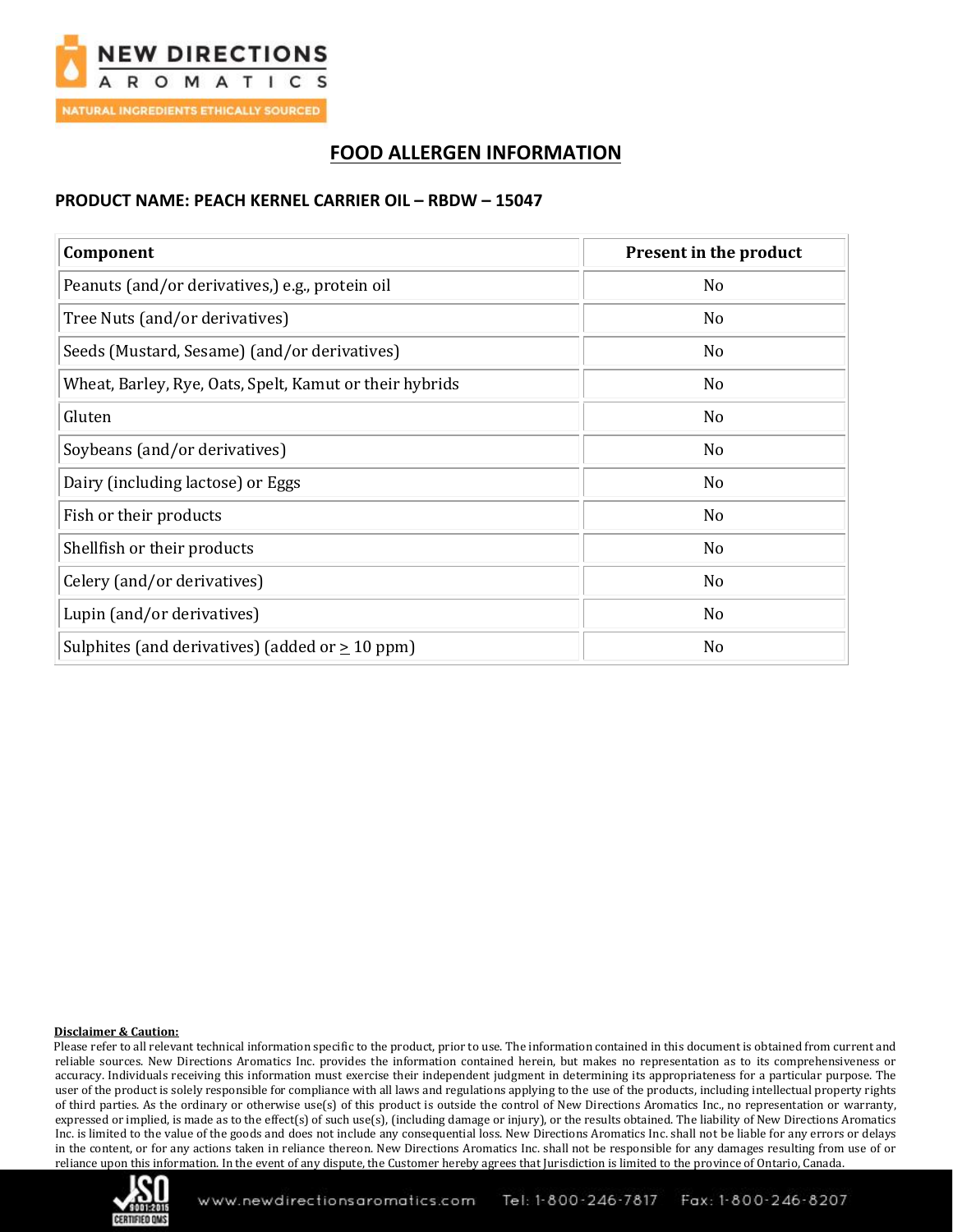# FOOD ALLERGEN INFORMATION

**PRODUCT NAME: PEACH KERNEL CARRIER OIL – RBDW – 15047**

| Component | Present in the product |
|---|---|
| Peanuts (and/or derivatives,) e.g., protein oil | No |
| Tree Nuts (and/or derivatives) | No |
| Seeds (Mustard, Sesame) (and/or derivatives) | No |
| Wheat, Barley, Rye, Oats, Spelt, Kamut or their hybrids | No |
| Gluten | No |
| Soybeans (and/or derivatives) | No |
| Dairy (including lactose) or Eggs | No |
| Fish or their products | No |
| Shellfish or their products | No |
| Celery (and/or derivatives) | No |
| Lupin (and/or derivatives) | No |
| Sulphites (and derivatives) (added or $\geq$ 10 ppm) | No |

**Disclaimer & Caution:**

Please refer to all relevant technical information specific to the product, prior to use. The information contained in this document is obtained from current and reliable sources. New Directions Aromatics Inc. provides the information contained herein, but makes no representation as to its comprehensiveness or accuracy. Individuals receiving this information must exercise their independent judgment in determining its appropriateness for a particular purpose. The user of the product is solely responsible for compliance with all laws and regulations applying to the use of the products, including intellectual property rights of third parties. As the ordinary or otherwise use(s) of this product is outside the control of New Directions Aromatics Inc., no representation or warranty, expressed or implied, is made as to the effect(s) of such use(s), (including damage or injury), or the results obtained. The liability of New Directions Aromatics Inc. is limited to the value of the goods and does not include any consequential loss. New Directions Aromatics Inc. shall not be liable for any errors or delays in the content, or for any actions taken in reliance thereon. New Directions Aromatics Inc. shall not be responsible for any damages resulting from use of or reliance upon this information. In the event of any dispute, the Customer hereby agrees that Jurisdiction is limited to the province of Ontario, Canada.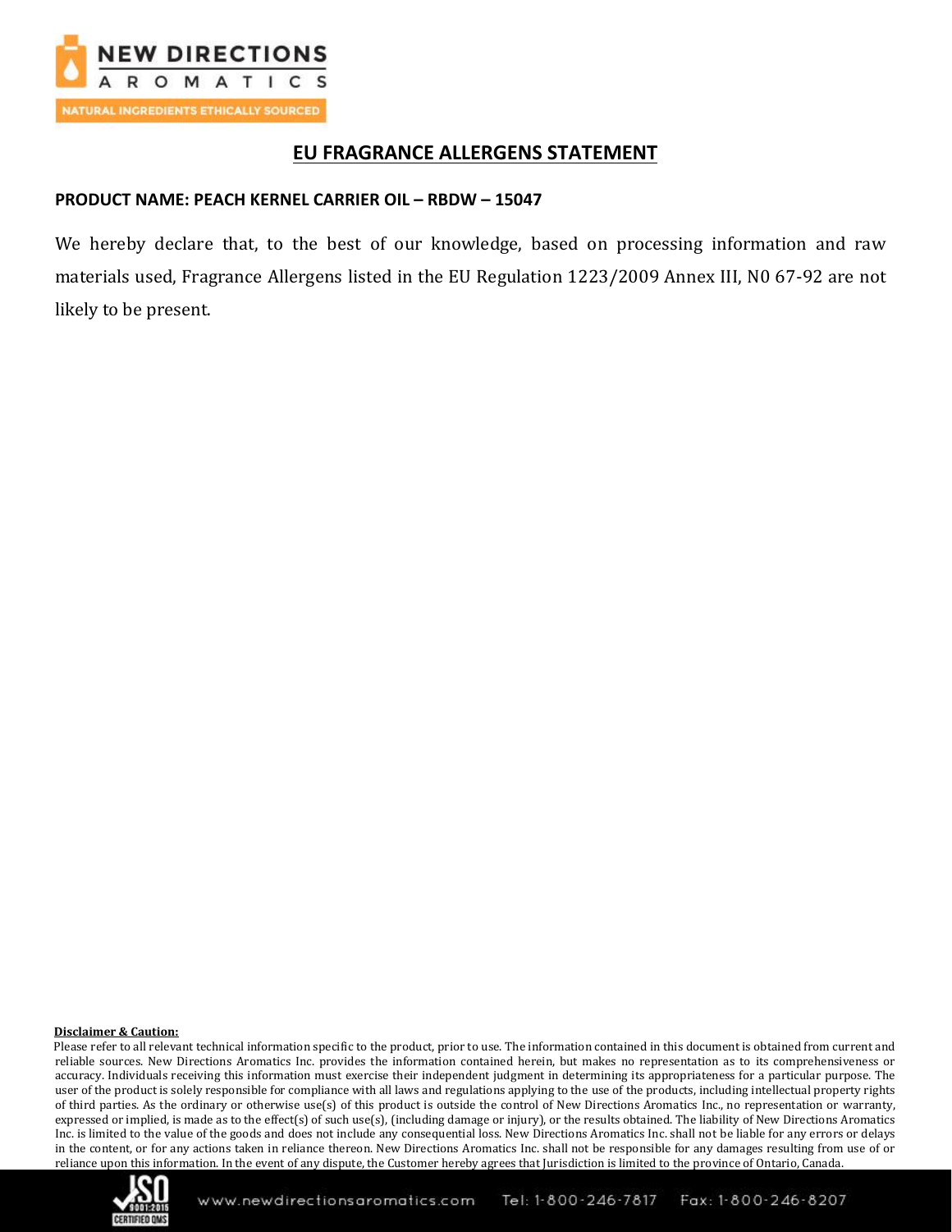## EU FRAGRANCE ALLERGENS STATEMENT

**PRODUCT NAME: PEACH KERNEL CARRIER OIL – RBDW – 15047**

We hereby declare that, to the best of our knowledge, based on processing information and raw materials used, Fragrance Allergens listed in the EU Regulation 1223/2009 Annex III, N0 67-92 are not likely to be present.

**Disclaimer & Caution:**

Please refer to all relevant technical information specific to the product, prior to use. The information contained in this document is obtained from current and reliable sources. New Directions Aromatics Inc. provides the information contained herein, but makes no representation as to its comprehensiveness or accuracy. Individuals receiving this information must exercise their independent judgment in determining its appropriateness for a particular purpose. The user of the product is solely responsible for compliance with all laws and regulations applying to the use of the products, including intellectual property rights of third parties. As the ordinary or otherwise use(s) of this product is outside the control of New Directions Aromatics Inc., no representation or warranty, expressed or implied, is made as to the effect(s) of such use(s), (including damage or injury), or the results obtained. The liability of New Directions Aromatics Inc. is limited to the value of the goods and does not include any consequential loss. New Directions Aromatics Inc. shall not be liable for any errors or delays in the content, or for any actions taken in reliance thereon. New Directions Aromatics Inc. shall not be responsible for any damages resulting from use of or reliance upon this information. In the event of any dispute, the Customer hereby agrees that Jurisdiction is limited to the province of Ontario, Canada.

www.newdirectionsaromatics.com Tel: 1-800-246-7817 Fax: 1-800-246-8207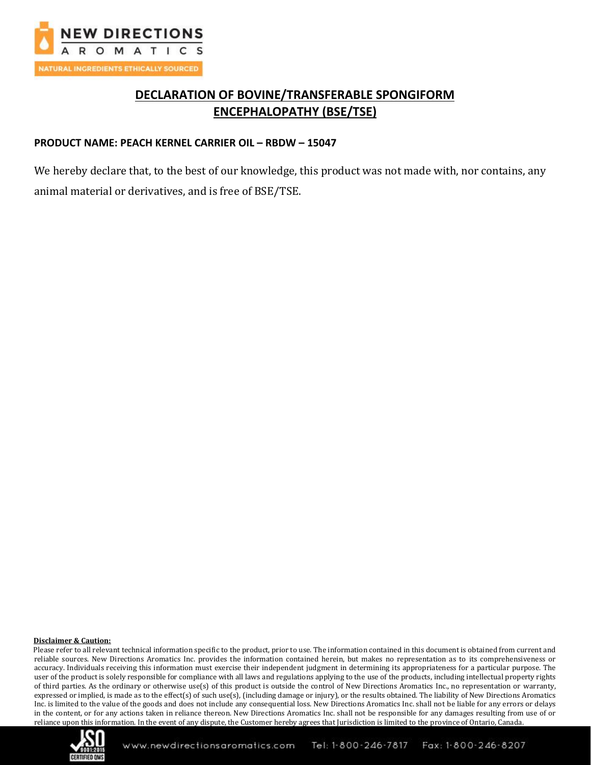# DECLARATION OF BOVINE/TRANSFERABLE SPONGIFORM ENCEPHALOPATHY (BSE/TSE)

**PRODUCT NAME: PEACH KERNEL CARRIER OIL – RBDW – 15047**

We hereby declare that, to the best of our knowledge, this product was not made with, nor contains, any animal material or derivatives, and is free of BSE/TSE.

**Disclaimer & Caution:**

Please refer to all relevant technical information specific to the product, prior to use. The information contained in this document is obtained from current and reliable sources. New Directions Aromatics Inc. provides the information contained herein, but makes no representation as to its comprehensiveness or accuracy. Individuals receiving this information must exercise their independent judgment in determining its appropriateness for a particular purpose. The user of the product is solely responsible for compliance with all laws and regulations applying to the use of the products, including intellectual property rights of third parties. As the ordinary or otherwise use(s) of this product is outside the control of New Directions Aromatics Inc., no representation or warranty, expressed or implied, is made as to the effect(s) of such use(s), (including damage or injury), or the results obtained. The liability of New Directions Aromatics Inc. is limited to the value of the goods and does not include any consequential loss. New Directions Aromatics Inc. shall not be liable for any errors or delays in the content, or for any actions taken in reliance thereon. New Directions Aromatics Inc. shall not be responsible for any damages resulting from use of or reliance upon this information. In the event of any dispute, the Customer hereby agrees that Jurisdiction is limited to the province of Ontario, Canada.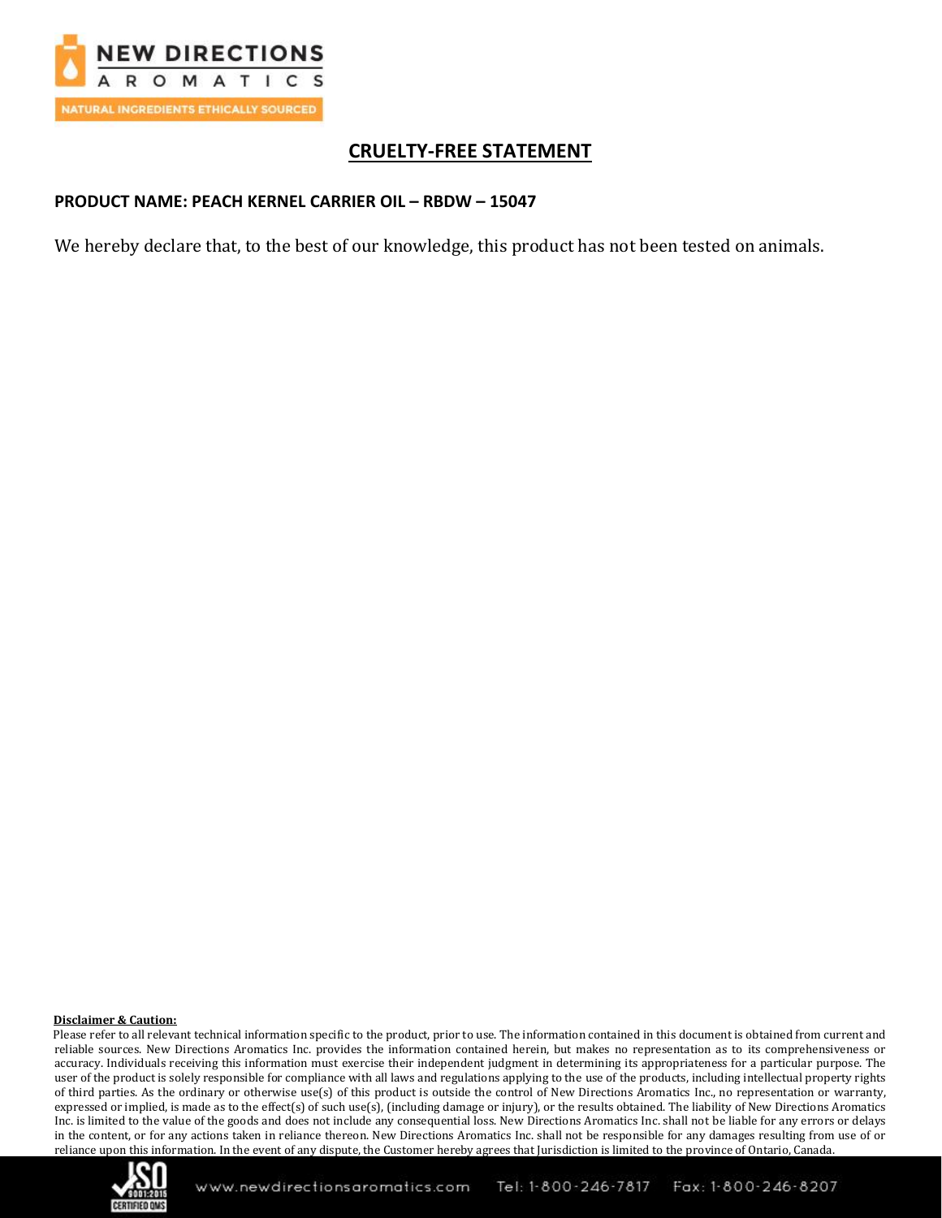# CRUELTY-FREE STATEMENT

**PRODUCT NAME: PEACH KERNEL CARRIER OIL – RBDW – 15047**

We hereby declare that, to the best of our knowledge, this product has not been tested on animals.

**Disclaimer & Caution:**

Please refer to all relevant technical information specific to the product, prior to use. The information contained in this document is obtained from current and reliable sources. New Directions Aromatics Inc. provides the information contained herein, but makes no representation as to its comprehensiveness or accuracy. Individuals receiving this information must exercise their independent judgment in determining its appropriateness for a particular purpose. The user of the product is solely responsible for compliance with all laws and regulations applying to the use of the products, including intellectual property rights of third parties. As the ordinary or otherwise use(s) of this product is outside the control of New Directions Aromatics Inc., no representation or warranty, expressed or implied, is made as to the effect(s) of such use(s), (including damage or injury), or the results obtained. The liability of New Directions Aromatics Inc. is limited to the value of the goods and does not include any consequential loss. New Directions Aromatics Inc. shall not be liable for any errors or delays in the content, or for any actions taken in reliance thereon. New Directions Aromatics Inc. shall not be responsible for any damages resulting from use of or reliance upon this information. In the event of any dispute, the Customer hereby agrees that Jurisdiction is limited to the province of Ontario, Canada.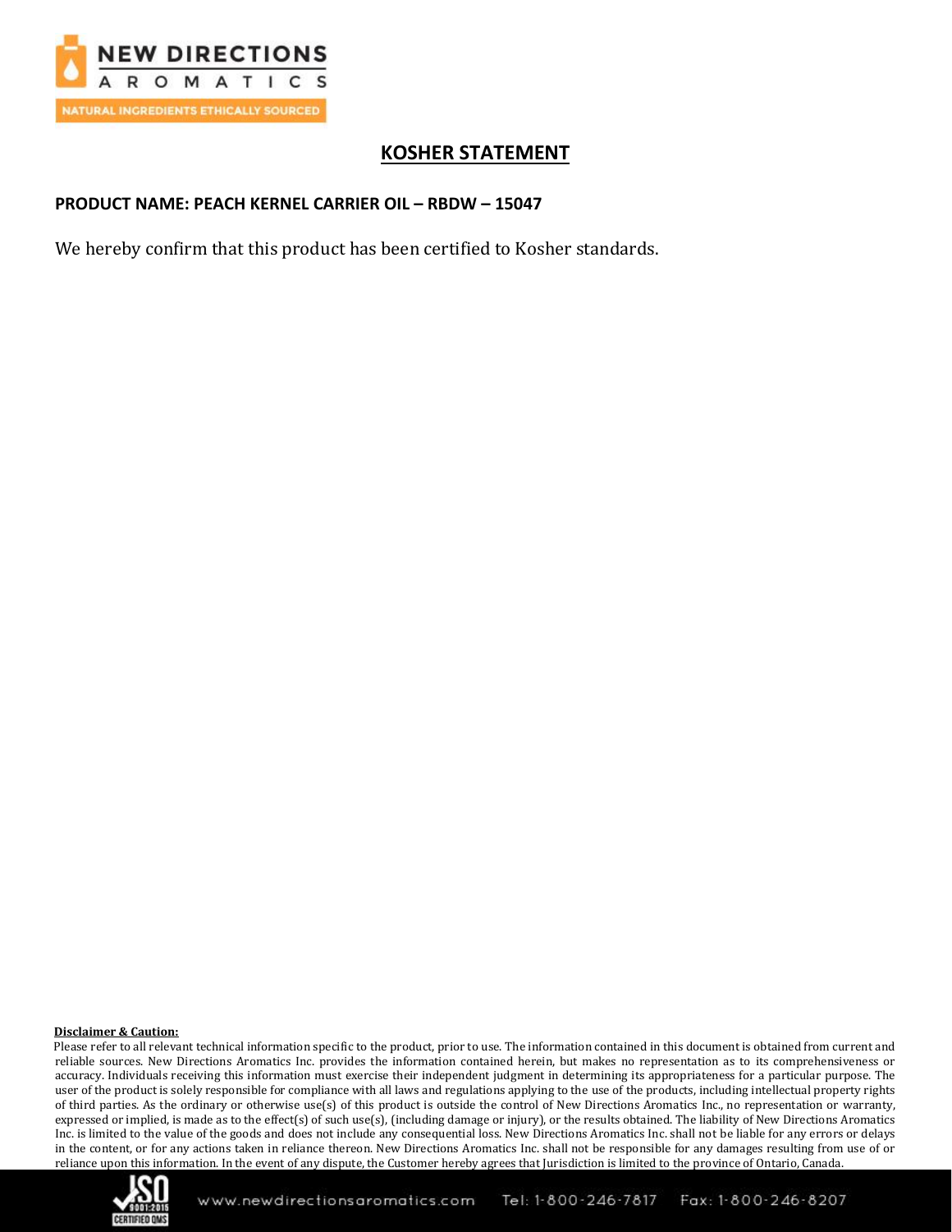# KOSHER STATEMENT

**PRODUCT NAME: PEACH KERNEL CARRIER OIL – RBDW – 15047**

We hereby confirm that this product has been certified to Kosher standards.

**Disclaimer & Caution:**

Please refer to all relevant technical information specific to the product, prior to use. The information contained in this document is obtained from current and reliable sources. New Directions Aromatics Inc. provides the information contained herein, but makes no representation as to its comprehensiveness or accuracy. Individuals receiving this information must exercise their independent judgment in determining its appropriateness for a particular purpose. The user of the product is solely responsible for compliance with all laws and regulations applying to the use of the products, including intellectual property rights of third parties. As the ordinary or otherwise use(s) of this product is outside the control of New Directions Aromatics Inc., no representation or warranty, expressed or implied, is made as to the effect(s) of such use(s), (including damage or injury), or the results obtained. The liability of New Directions Aromatics Inc. is limited to the value of the goods and does not include any consequential loss. New Directions Aromatics Inc. shall not be liable for any errors or delays in the content, or for any actions taken in reliance thereon. New Directions Aromatics Inc. shall not be responsible for any damages resulting from use of or reliance upon this information. In the event of any dispute, the Customer hereby agrees that Jurisdiction is limited to the province of Ontario, Canada.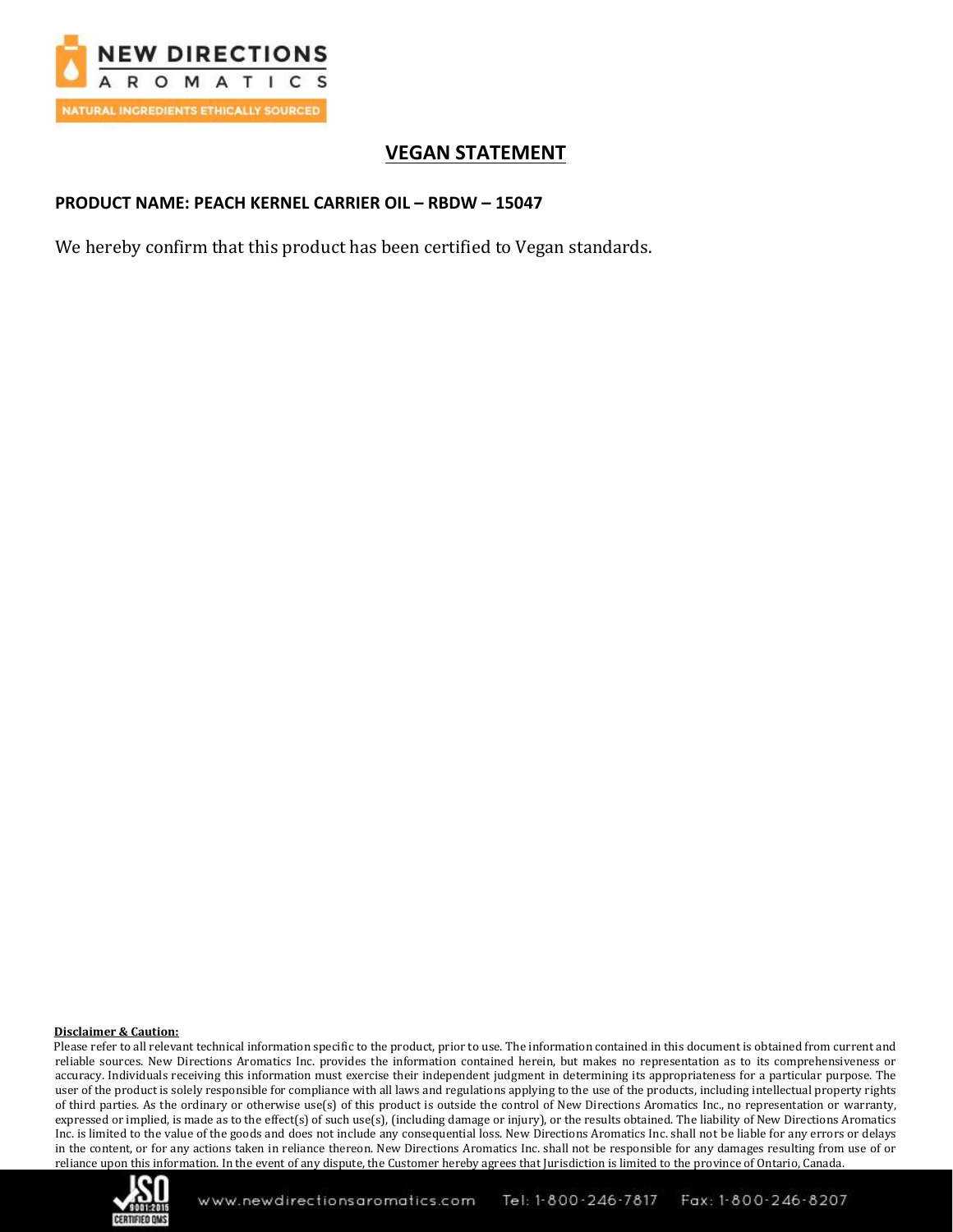## VEGAN STATEMENT

**PRODUCT NAME: PEACH KERNEL CARRIER OIL – RBDW – 15047**

We hereby confirm that this product has been certified to Vegan standards.

**Disclaimer & Caution:**

Please refer to all relevant technical information specific to the product, prior to use. The information contained in this document is obtained from current and reliable sources. New Directions Aromatics Inc. provides the information contained herein, but makes no representation as to its comprehensiveness or accuracy. Individuals receiving this information must exercise their independent judgment in determining its appropriateness for a particular purpose. The user of the product is solely responsible for compliance with all laws and regulations applying to the use of the products, including intellectual property rights of third parties. As the ordinary or otherwise use(s) of this product is outside the control of New Directions Aromatics Inc., no representation or warranty, expressed or implied, is made as to the effect(s) of such use(s), (including damage or injury), or the results obtained. The liability of New Directions Aromatics Inc. is limited to the value of the goods and does not include any consequential loss. New Directions Aromatics Inc. shall not be liable for any errors or delays in the content, or for any actions taken in reliance thereon. New Directions Aromatics Inc. shall not be responsible for any damages resulting from use of or reliance upon this information. In the event of any dispute, the Customer hereby agrees that Jurisdiction is limited to the province of Ontario, Canada.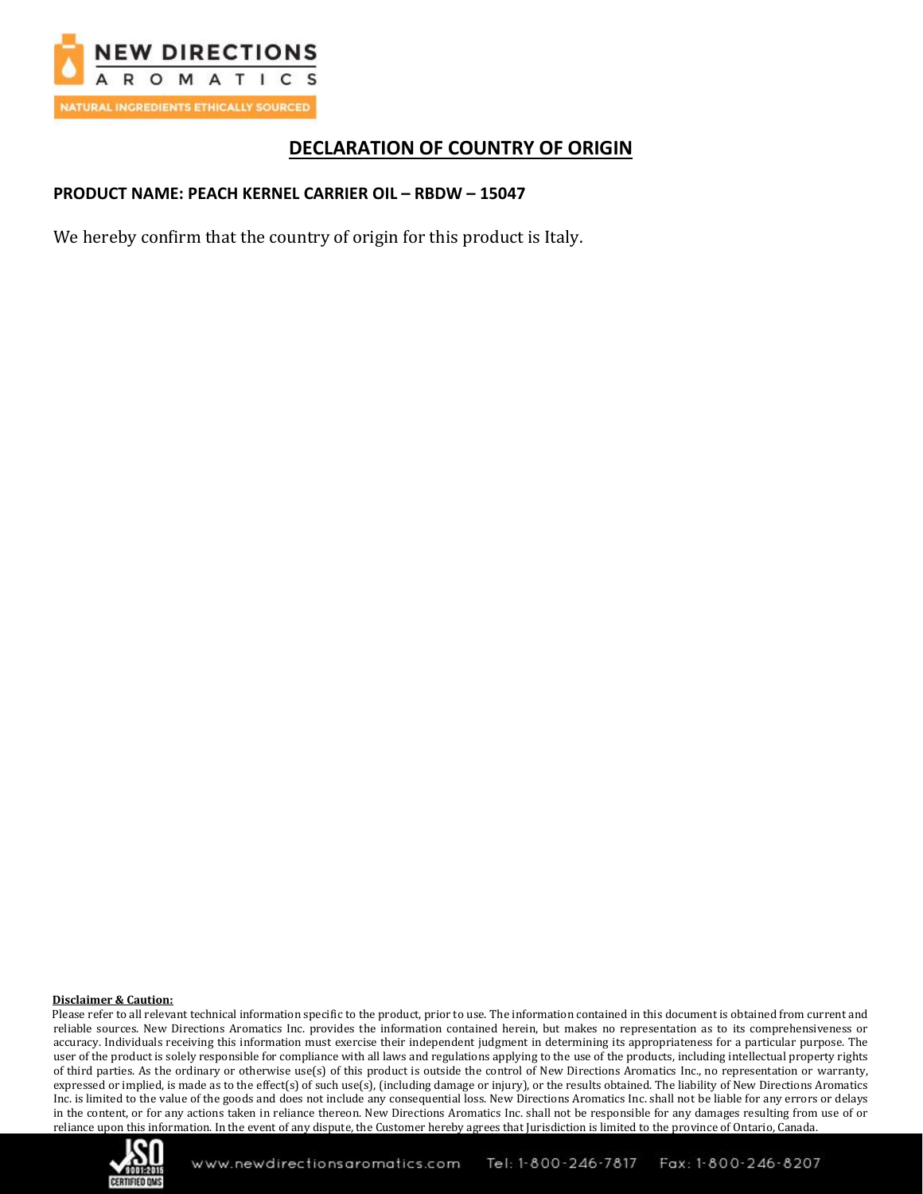# DECLARATION OF COUNTRY OF ORIGIN

**PRODUCT NAME: PEACH KERNEL CARRIER OIL – RBDW – 15047**

We hereby confirm that the country of origin for this product is Italy.

**Disclaimer & Caution:**

Please refer to all relevant technical information specific to the product, prior to use. The information contained in this document is obtained from current and reliable sources. New Directions Aromatics Inc. provides the information contained herein, but makes no representation as to its comprehensiveness or accuracy. Individuals receiving this information must exercise their independent judgment in determining its appropriateness for a particular purpose. The user of the product is solely responsible for compliance with all laws and regulations applying to the use of the products, including intellectual property rights of third parties. As the ordinary or otherwise use(s) of this product is outside the control of New Directions Aromatics Inc., no representation or warranty, expressed or implied, is made as to the effect(s) of such use(s), (including damage or injury), or the results obtained. The liability of New Directions Aromatics Inc. is limited to the value of the goods and does not include any consequential loss. New Directions Aromatics Inc. shall not be liable for any errors or delays in the content, or for any actions taken in reliance thereon. New Directions Aromatics Inc. shall not be responsible for any damages resulting from use of or reliance upon this information. In the event of any dispute, the Customer hereby agrees that Jurisdiction is limited to the province of Ontario, Canada.